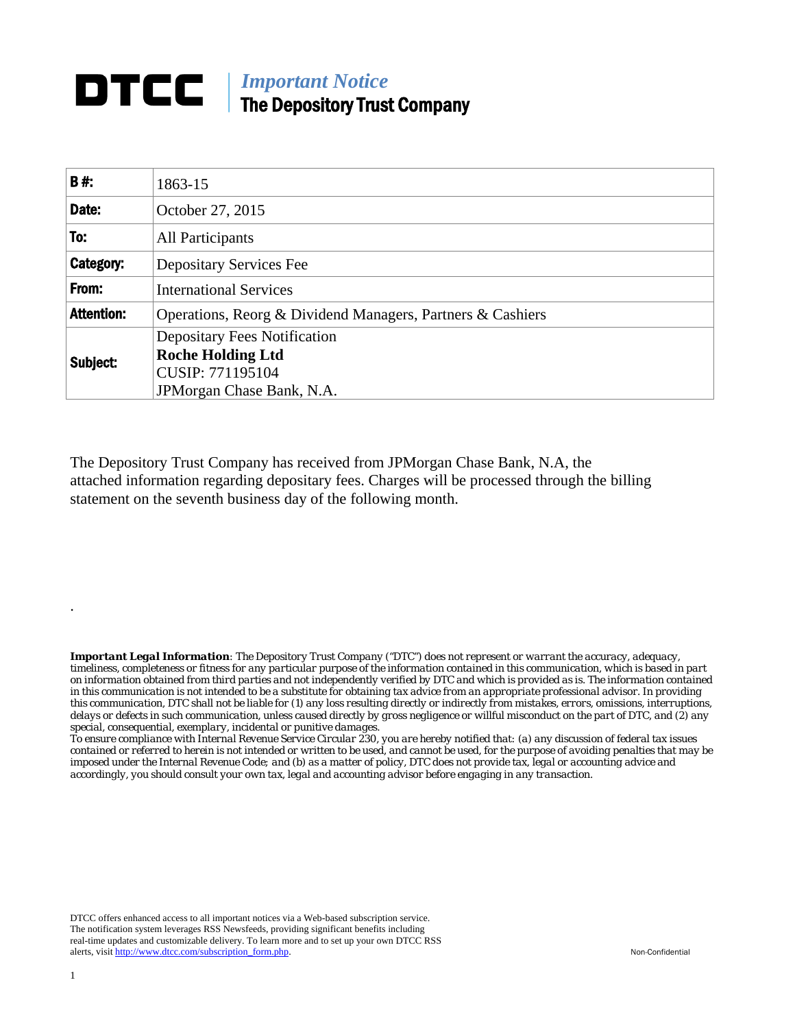# DTCC | *Important Notice*
## The Depository Trust Company

| **B #:** | 1863-15 |
|---|---|
| **Date:** | October 27, 2015 |
| **To:** | All Participants |
| **Category:** | Depositary Services Fee |
| **From:** | International Services |
| **Attention:** | Operations, Reorg & Dividend Managers, Partners & Cashiers |
| **Subject:** | Depositary Fees Notification<br>**Roche Holding Ltd**<br>CUSIP: 771195104<br>JPMorgan Chase Bank, N.A. |

The Depository Trust Company has received from JPMorgan Chase Bank, N.A, the attached information regarding depositary fees. Charges will be processed through the billing statement on the seventh business day of the following month.

.

***Important Legal Information**: The Depository Trust Company ("DTC") does not represent or warrant the accuracy, adequacy, timeliness, completeness or fitness for any particular purpose of the information contained in this communication, which is based in part on information obtained from third parties and not independently verified by DTC and which is provided as is. The information contained in this communication is not intended to be a substitute for obtaining tax advice from an appropriate professional advisor. In providing this communication, DTC shall not be liable for (1) any loss resulting directly or indirectly from mistakes, errors, omissions, interruptions, delays or defects in such communication, unless caused directly by gross negligence or willful misconduct on the part of DTC, and (2) any special, consequential, exemplary, incidental or punitive damages.*
*To ensure compliance with Internal Revenue Service Circular 230, you are hereby notified that: (a) any discussion of federal tax issues contained or referred to herein is not intended or written to be used, and cannot be used, for the purpose of avoiding penalties that may be imposed under the Internal Revenue Code; and (b) as a matter of policy, DTC does not provide tax, legal or accounting advice and accordingly, you should consult your own tax, legal and accounting advisor before engaging in any transaction.*

DTCC offers enhanced access to all important notices via a Web-based subscription service. The notification system leverages RSS Newsfeeds, providing significant benefits including real-time updates and customizable delivery. To learn more and to set up your own DTCC RSS alerts, visit http://www.dtcc.com/subscription_form.php.

Non-Confidential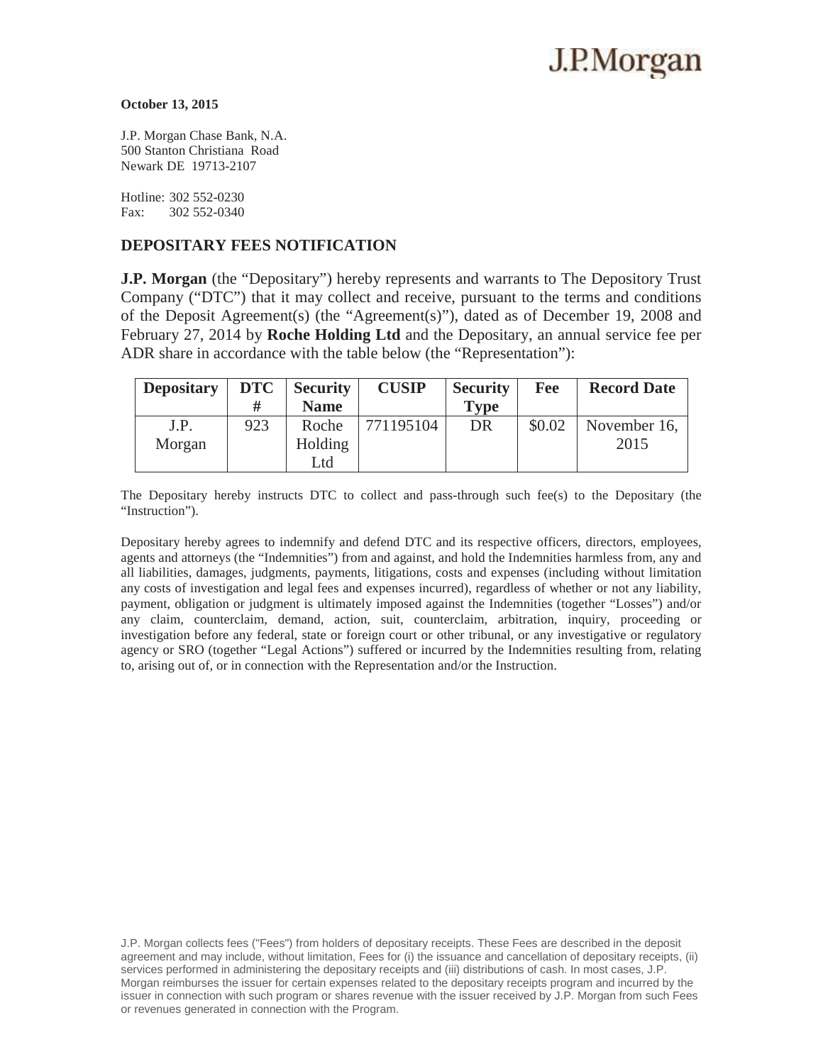J.P.Morgan

**October 13, 2015**

J.P. Morgan Chase Bank, N.A.
500 Stanton Christiana Road
Newark DE 19713-2107

Hotline: 302 552-0230
Fax: 302 552-0340

## DEPOSITARY FEES NOTIFICATION

**J.P. Morgan** (the "Depositary") hereby represents and warrants to The Depository Trust Company ("DTC") that it may collect and receive, pursuant to the terms and conditions of the Deposit Agreement(s) (the "Agreement(s)"), dated as of December 19, 2008 and February 27, 2014 by **Roche Holding Ltd** and the Depositary, an annual service fee per ADR share in accordance with the table below (the "Representation"):

| Depositary | DTC # | Security Name | CUSIP | Security Type | Fee | Record Date |
|---|---|---|---|---|---|---|
| J.P. Morgan | 923 | Roche Holding Ltd | 771195104 | DR | $0.02 | November 16, 2015 |

The Depositary hereby instructs DTC to collect and pass-through such fee(s) to the Depositary (the "Instruction").

Depositary hereby agrees to indemnify and defend DTC and its respective officers, directors, employees, agents and attorneys (the "Indemnities") from and against, and hold the Indemnities harmless from, any and all liabilities, damages, judgments, payments, litigations, costs and expenses (including without limitation any costs of investigation and legal fees and expenses incurred), regardless of whether or not any liability, payment, obligation or judgment is ultimately imposed against the Indemnities (together "Losses") and/or any claim, counterclaim, demand, action, suit, counterclaim, arbitration, inquiry, proceeding or investigation before any federal, state or foreign court or other tribunal, or any investigative or regulatory agency or SRO (together "Legal Actions") suffered or incurred by the Indemnities resulting from, relating to, arising out of, or in connection with the Representation and/or the Instruction.

J.P. Morgan collects fees ("Fees") from holders of depositary receipts. These Fees are described in the deposit agreement and may include, without limitation, Fees for (i) the issuance and cancellation of depositary receipts, (ii) services performed in administering the depositary receipts and (iii) distributions of cash. In most cases, J.P. Morgan reimburses the issuer for certain expenses related to the depositary receipts program and incurred by the issuer in connection with such program or shares revenue with the issuer received by J.P. Morgan from such Fees or revenues generated in connection with the Program.